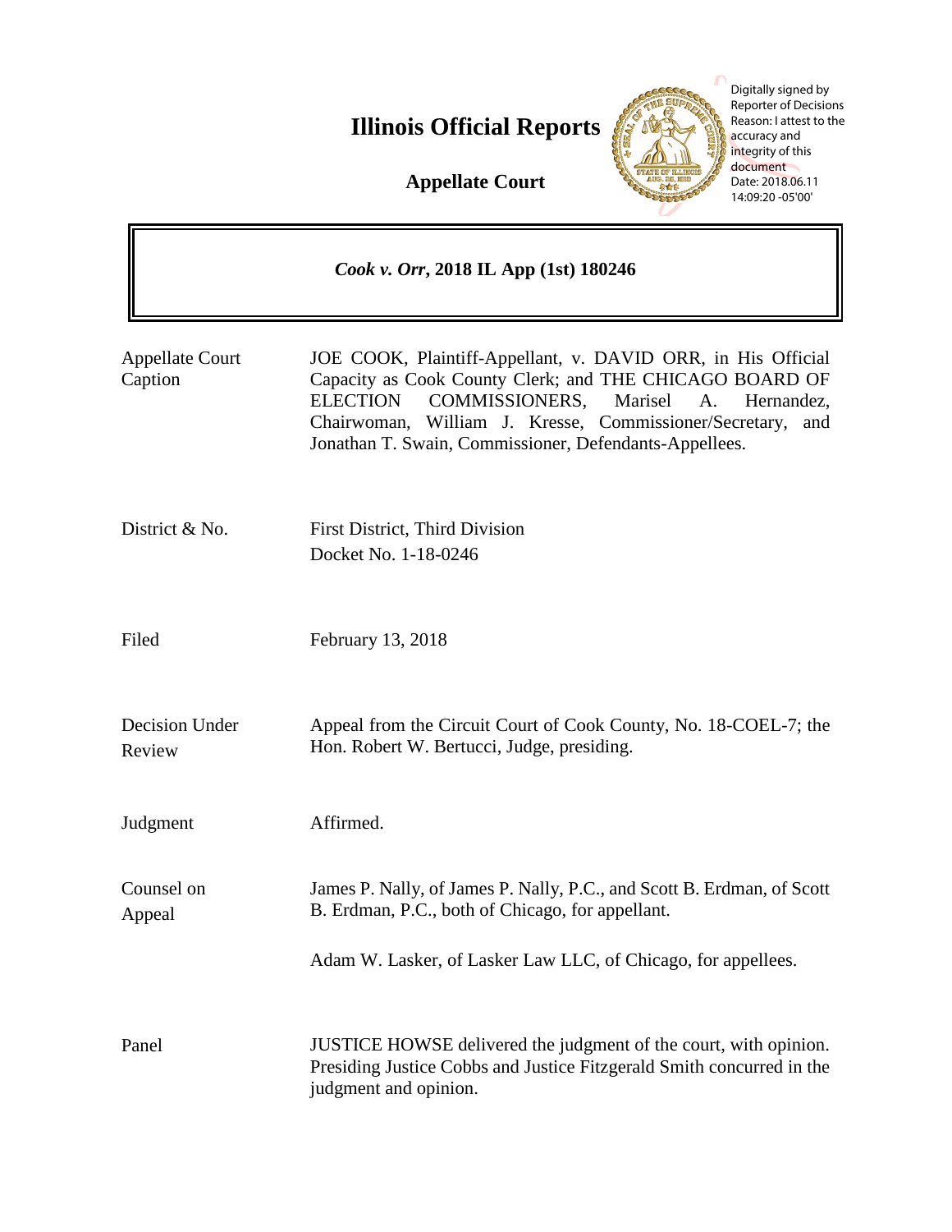# Illinois Official Reports

## Appellate Court

Digitally signed by Reporter of Decisions
Reason: I attest to the accuracy and integrity of this document
Date: 2018.06.11 14:09:20 -05'00'

***Cook v. Orr*, 2018 IL App (1st) 180246**

| | |
|---|---|
| Appellate Court Caption | JOE COOK, Plaintiff-Appellant, v. DAVID ORR, in His Official Capacity as Cook County Clerk; and THE CHICAGO BOARD OF ELECTION COMMISSIONERS, Marisel A. Hernandez, Chairwoman, William J. Kresse, Commissioner/Secretary, and Jonathan T. Swain, Commissioner, Defendants-Appellees. |
| District & No. | First District, Third Division<br>Docket No. 1-18-0246 |
| Filed | February 13, 2018 |
| Decision Under Review | Appeal from the Circuit Court of Cook County, No. 18-COEL-7; the Hon. Robert W. Bertucci, Judge, presiding. |
| Judgment | Affirmed. |
| Counsel on Appeal | James P. Nally, of James P. Nally, P.C., and Scott B. Erdman, of Scott B. Erdman, P.C., both of Chicago, for appellant.<br><br>Adam W. Lasker, of Lasker Law LLC, of Chicago, for appellees. |
| Panel | JUSTICE HOWSE delivered the judgment of the court, with opinion. Presiding Justice Cobbs and Justice Fitzgerald Smith concurred in the judgment and opinion. |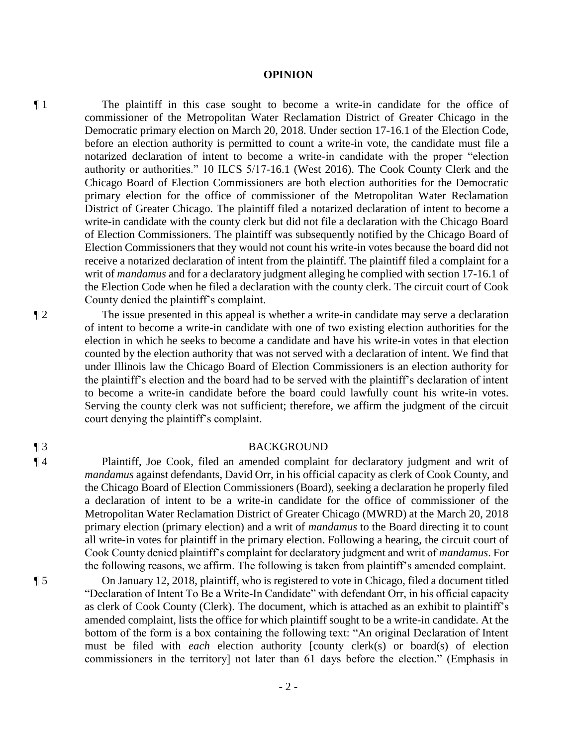**OPINION**

¶ 1 The plaintiff in this case sought to become a write-in candidate for the office of commissioner of the Metropolitan Water Reclamation District of Greater Chicago in the Democratic primary election on March 20, 2018. Under section 17-16.1 of the Election Code, before an election authority is permitted to count a write-in vote, the candidate must file a notarized declaration of intent to become a write-in candidate with the proper "election authority or authorities." 10 ILCS 5/17-16.1 (West 2016). The Cook County Clerk and the Chicago Board of Election Commissioners are both election authorities for the Democratic primary election for the office of commissioner of the Metropolitan Water Reclamation District of Greater Chicago. The plaintiff filed a notarized declaration of intent to become a write-in candidate with the county clerk but did not file a declaration with the Chicago Board of Election Commissioners. The plaintiff was subsequently notified by the Chicago Board of Election Commissioners that they would not count his write-in votes because the board did not receive a notarized declaration of intent from the plaintiff. The plaintiff filed a complaint for a writ of *mandamus* and for a declaratory judgment alleging he complied with section 17-16.1 of the Election Code when he filed a declaration with the county clerk. The circuit court of Cook County denied the plaintiff's complaint.

¶ 2 The issue presented in this appeal is whether a write-in candidate may serve a declaration of intent to become a write-in candidate with one of two existing election authorities for the election in which he seeks to become a candidate and have his write-in votes in that election counted by the election authority that was not served with a declaration of intent. We find that under Illinois law the Chicago Board of Election Commissioners is an election authority for the plaintiff's election and the board had to be served with the plaintiff's declaration of intent to become a write-in candidate before the board could lawfully count his write-in votes. Serving the county clerk was not sufficient; therefore, we affirm the judgment of the circuit court denying the plaintiff's complaint.

¶ 3 BACKGROUND

¶ 4 Plaintiff, Joe Cook, filed an amended complaint for declaratory judgment and writ of *mandamus* against defendants, David Orr, in his official capacity as clerk of Cook County, and the Chicago Board of Election Commissioners (Board), seeking a declaration he properly filed a declaration of intent to be a write-in candidate for the office of commissioner of the Metropolitan Water Reclamation District of Greater Chicago (MWRD) at the March 20, 2018 primary election (primary election) and a writ of *mandamus* to the Board directing it to count all write-in votes for plaintiff in the primary election. Following a hearing, the circuit court of Cook County denied plaintiff's complaint for declaratory judgment and writ of *mandamus*. For the following reasons, we affirm. The following is taken from plaintiff's amended complaint.

¶ 5 On January 12, 2018, plaintiff, who is registered to vote in Chicago, filed a document titled "Declaration of Intent To Be a Write-In Candidate" with defendant Orr, in his official capacity as clerk of Cook County (Clerk). The document, which is attached as an exhibit to plaintiff's amended complaint, lists the office for which plaintiff sought to be a write-in candidate. At the bottom of the form is a box containing the following text: "An original Declaration of Intent must be filed with *each* election authority [county clerk(s) or board(s) of election commissioners in the territory] not later than 61 days before the election." (Emphasis in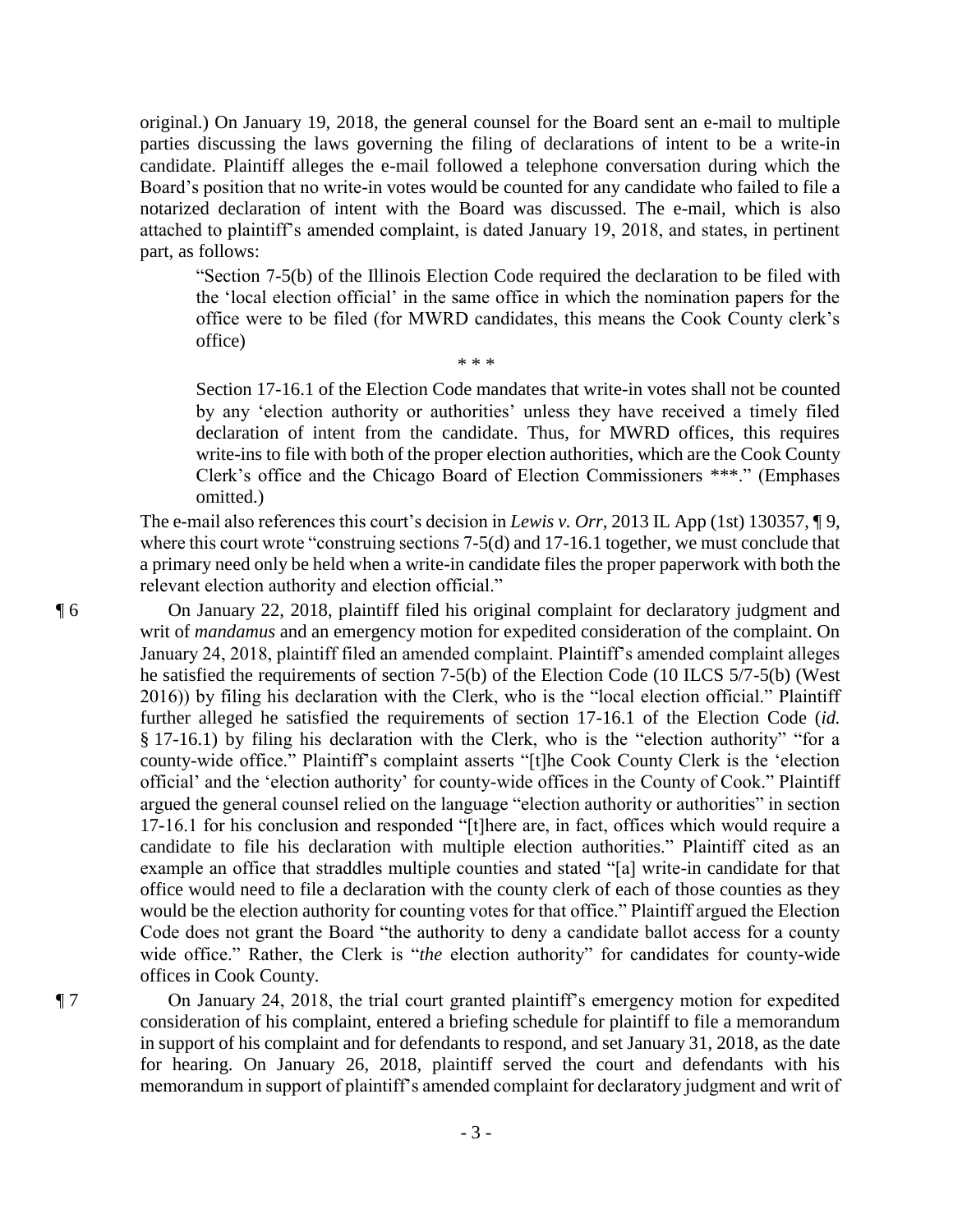original.) On January 19, 2018, the general counsel for the Board sent an e-mail to multiple parties discussing the laws governing the filing of declarations of intent to be a write-in candidate. Plaintiff alleges the e-mail followed a telephone conversation during which the Board's position that no write-in votes would be counted for any candidate who failed to file a notarized declaration of intent with the Board was discussed. The e-mail, which is also attached to plaintiff's amended complaint, is dated January 19, 2018, and states, in pertinent part, as follows:

> "Section 7-5(b) of the Illinois Election Code required the declaration to be filed with the 'local election official' in the same office in which the nomination papers for the office were to be filed (for MWRD candidates, this means the Cook County clerk's office)
>
> \* \* \*
>
> Section 17-16.1 of the Election Code mandates that write-in votes shall not be counted by any 'election authority or authorities' unless they have received a timely filed declaration of intent from the candidate. Thus, for MWRD offices, this requires write-ins to file with both of the proper election authorities, which are the Cook County Clerk's office and the Chicago Board of Election Commissioners \*\*\*." (Emphases omitted.)

The e-mail also references this court's decision in *Lewis v. Orr*, 2013 IL App (1st) 130357, ¶ 9, where this court wrote "construing sections 7-5(d) and 17-16.1 together, we must conclude that a primary need only be held when a write-in candidate files the proper paperwork with both the relevant election authority and election official."

¶ 6 On January 22, 2018, plaintiff filed his original complaint for declaratory judgment and writ of *mandamus* and an emergency motion for expedited consideration of the complaint. On January 24, 2018, plaintiff filed an amended complaint. Plaintiff's amended complaint alleges he satisfied the requirements of section 7-5(b) of the Election Code (10 ILCS 5/7-5(b) (West 2016)) by filing his declaration with the Clerk, who is the "local election official." Plaintiff further alleged he satisfied the requirements of section 17-16.1 of the Election Code (*id.* § 17-16.1) by filing his declaration with the Clerk, who is the "election authority" "for a county-wide office." Plaintiff's complaint asserts "[t]he Cook County Clerk is the 'election official' and the 'election authority' for county-wide offices in the County of Cook." Plaintiff argued the general counsel relied on the language "election authority or authorities" in section 17-16.1 for his conclusion and responded "[t]here are, in fact, offices which would require a candidate to file his declaration with multiple election authorities." Plaintiff cited as an example an office that straddles multiple counties and stated "[a] write-in candidate for that office would need to file a declaration with the county clerk of each of those counties as they would be the election authority for counting votes for that office." Plaintiff argued the Election Code does not grant the Board "the authority to deny a candidate ballot access for a county wide office." Rather, the Clerk is "*the* election authority" for candidates for county-wide offices in Cook County.

¶ 7 On January 24, 2018, the trial court granted plaintiff's emergency motion for expedited consideration of his complaint, entered a briefing schedule for plaintiff to file a memorandum in support of his complaint and for defendants to respond, and set January 31, 2018, as the date for hearing. On January 26, 2018, plaintiff served the court and defendants with his memorandum in support of plaintiff's amended complaint for declaratory judgment and writ of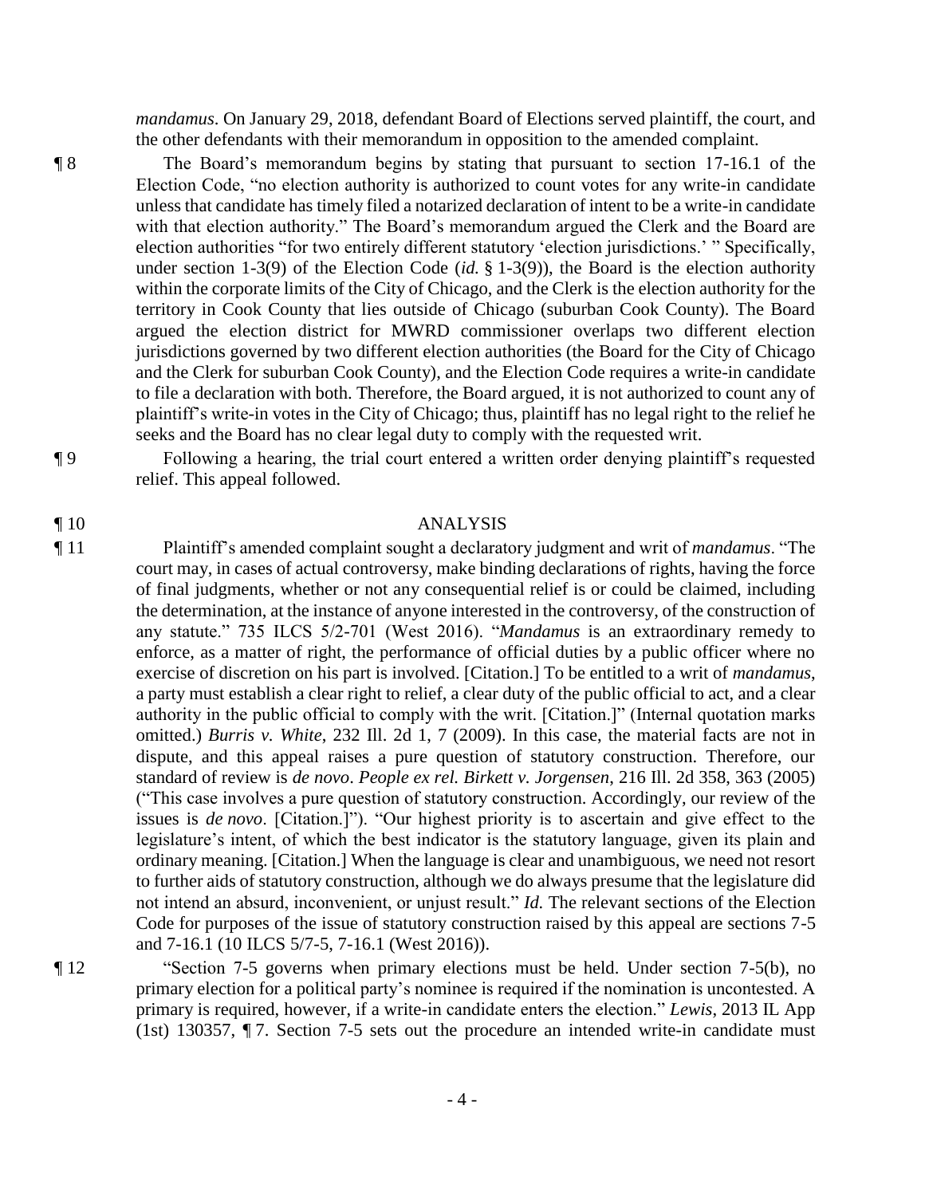*mandamus*. On January 29, 2018, defendant Board of Elections served plaintiff, the court, and the other defendants with their memorandum in opposition to the amended complaint.

¶ 8 The Board's memorandum begins by stating that pursuant to section 17-16.1 of the Election Code, "no election authority is authorized to count votes for any write-in candidate unless that candidate has timely filed a notarized declaration of intent to be a write-in candidate with that election authority." The Board's memorandum argued the Clerk and the Board are election authorities "for two entirely different statutory 'election jurisdictions.' " Specifically, under section 1-3(9) of the Election Code (*id.* § 1-3(9)), the Board is the election authority within the corporate limits of the City of Chicago, and the Clerk is the election authority for the territory in Cook County that lies outside of Chicago (suburban Cook County). The Board argued the election district for MWRD commissioner overlaps two different election jurisdictions governed by two different election authorities (the Board for the City of Chicago and the Clerk for suburban Cook County), and the Election Code requires a write-in candidate to file a declaration with both. Therefore, the Board argued, it is not authorized to count any of plaintiff's write-in votes in the City of Chicago; thus, plaintiff has no legal right to the relief he seeks and the Board has no clear legal duty to comply with the requested writ.

¶ 9 Following a hearing, the trial court entered a written order denying plaintiff's requested relief. This appeal followed.

¶ 10 ANALYSIS

¶ 11 Plaintiff's amended complaint sought a declaratory judgment and writ of *mandamus*. "The court may, in cases of actual controversy, make binding declarations of rights, having the force of final judgments, whether or not any consequential relief is or could be claimed, including the determination, at the instance of anyone interested in the controversy, of the construction of any statute." 735 ILCS 5/2-701 (West 2016). "*Mandamus* is an extraordinary remedy to enforce, as a matter of right, the performance of official duties by a public officer where no exercise of discretion on his part is involved. [Citation.] To be entitled to a writ of *mandamus*, a party must establish a clear right to relief, a clear duty of the public official to act, and a clear authority in the public official to comply with the writ. [Citation.]" (Internal quotation marks omitted.) *Burris v. White*, 232 Ill. 2d 1, 7 (2009). In this case, the material facts are not in dispute, and this appeal raises a pure question of statutory construction. Therefore, our standard of review is *de novo*. *People ex rel. Birkett v. Jorgensen*, 216 Ill. 2d 358, 363 (2005) ("This case involves a pure question of statutory construction. Accordingly, our review of the issues is *de novo*. [Citation.]"). "Our highest priority is to ascertain and give effect to the legislature's intent, of which the best indicator is the statutory language, given its plain and ordinary meaning. [Citation.] When the language is clear and unambiguous, we need not resort to further aids of statutory construction, although we do always presume that the legislature did not intend an absurd, inconvenient, or unjust result." *Id.* The relevant sections of the Election Code for purposes of the issue of statutory construction raised by this appeal are sections 7-5 and 7-16.1 (10 ILCS 5/7-5, 7-16.1 (West 2016)).

¶ 12 "Section 7-5 governs when primary elections must be held. Under section 7-5(b), no primary election for a political party's nominee is required if the nomination is uncontested. A primary is required, however, if a write-in candidate enters the election." *Lewis*, 2013 IL App (1st) 130357, ¶ 7. Section 7-5 sets out the procedure an intended write-in candidate must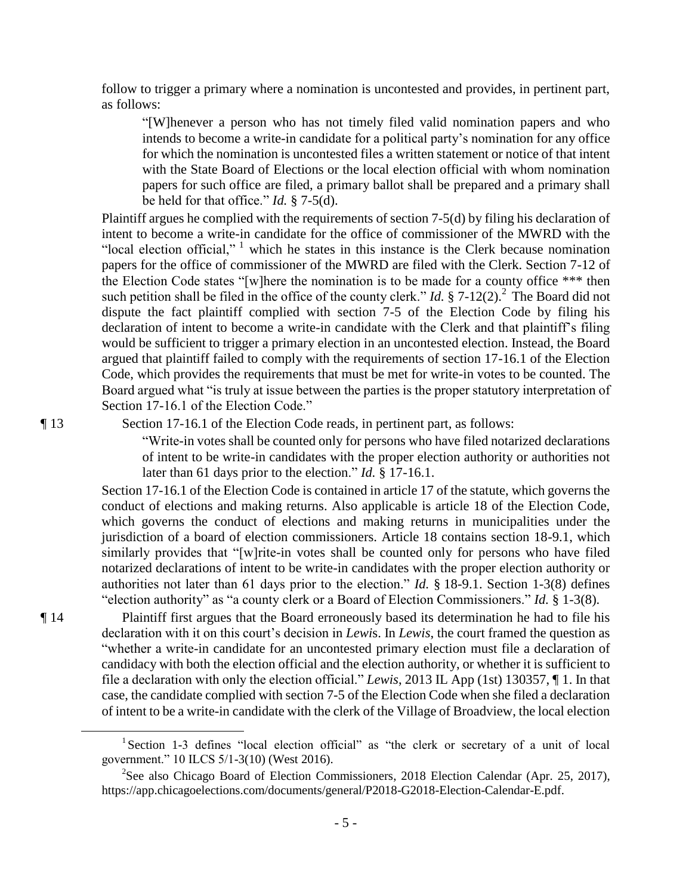follow to trigger a primary where a nomination is uncontested and provides, in pertinent part, as follows:

> "[W]henever a person who has not timely filed valid nomination papers and who intends to become a write-in candidate for a political party's nomination for any office for which the nomination is uncontested files a written statement or notice of that intent with the State Board of Elections or the local election official with whom nomination papers for such office are filed, a primary ballot shall be prepared and a primary shall be held for that office." *Id.* § 7-5(d).

Plaintiff argues he complied with the requirements of section 7-5(d) by filing his declaration of intent to become a write-in candidate for the office of commissioner of the MWRD with the "local election official," [1] which he states in this instance is the Clerk because nomination papers for the office of commissioner of the MWRD are filed with the Clerk. Section 7-12 of the Election Code states "[w]here the nomination is to be made for a county office \*\*\* then such petition shall be filed in the office of the county clerk." *Id.* § 7-12(2).[2] The Board did not dispute the fact plaintiff complied with section 7-5 of the Election Code by filing his declaration of intent to become a write-in candidate with the Clerk and that plaintiff's filing would be sufficient to trigger a primary election in an uncontested election. Instead, the Board argued that plaintiff failed to comply with the requirements of section 17-16.1 of the Election Code, which provides the requirements that must be met for write-in votes to be counted. The Board argued what "is truly at issue between the parties is the proper statutory interpretation of Section 17-16.1 of the Election Code."

¶ 13 Section 17-16.1 of the Election Code reads, in pertinent part, as follows:

> "Write-in votes shall be counted only for persons who have filed notarized declarations of intent to be write-in candidates with the proper election authority or authorities not later than 61 days prior to the election." *Id.* § 17-16.1.

Section 17-16.1 of the Election Code is contained in article 17 of the statute, which governs the conduct of elections and making returns. Also applicable is article 18 of the Election Code, which governs the conduct of elections and making returns in municipalities under the jurisdiction of a board of election commissioners. Article 18 contains section 18-9.1, which similarly provides that "[w]rite-in votes shall be counted only for persons who have filed notarized declarations of intent to be write-in candidates with the proper election authority or authorities not later than 61 days prior to the election." *Id.* § 18-9.1. Section 1-3(8) defines "election authority" as "a county clerk or a Board of Election Commissioners." *Id.* § 1-3(8).

¶ 14 Plaintiff first argues that the Board erroneously based its determination he had to file his declaration with it on this court's decision in *Lewis*. In *Lewis*, the court framed the question as "whether a write-in candidate for an uncontested primary election must file a declaration of candidacy with both the election official and the election authority, or whether it is sufficient to file a declaration with only the election official." *Lewis*, 2013 IL App (1st) 130357, ¶ 1. In that case, the candidate complied with section 7-5 of the Election Code when she filed a declaration of intent to be a write-in candidate with the clerk of the Village of Broadview, the local election

---

[1] Section 1-3 defines "local election official" as "the clerk or secretary of a unit of local government." 10 ILCS 5/1-3(10) (West 2016).

[2] See also Chicago Board of Election Commissioners, 2018 Election Calendar (Apr. 25, 2017), https://app.chicagoelections.com/documents/general/P2018-G2018-Election-Calendar-E.pdf.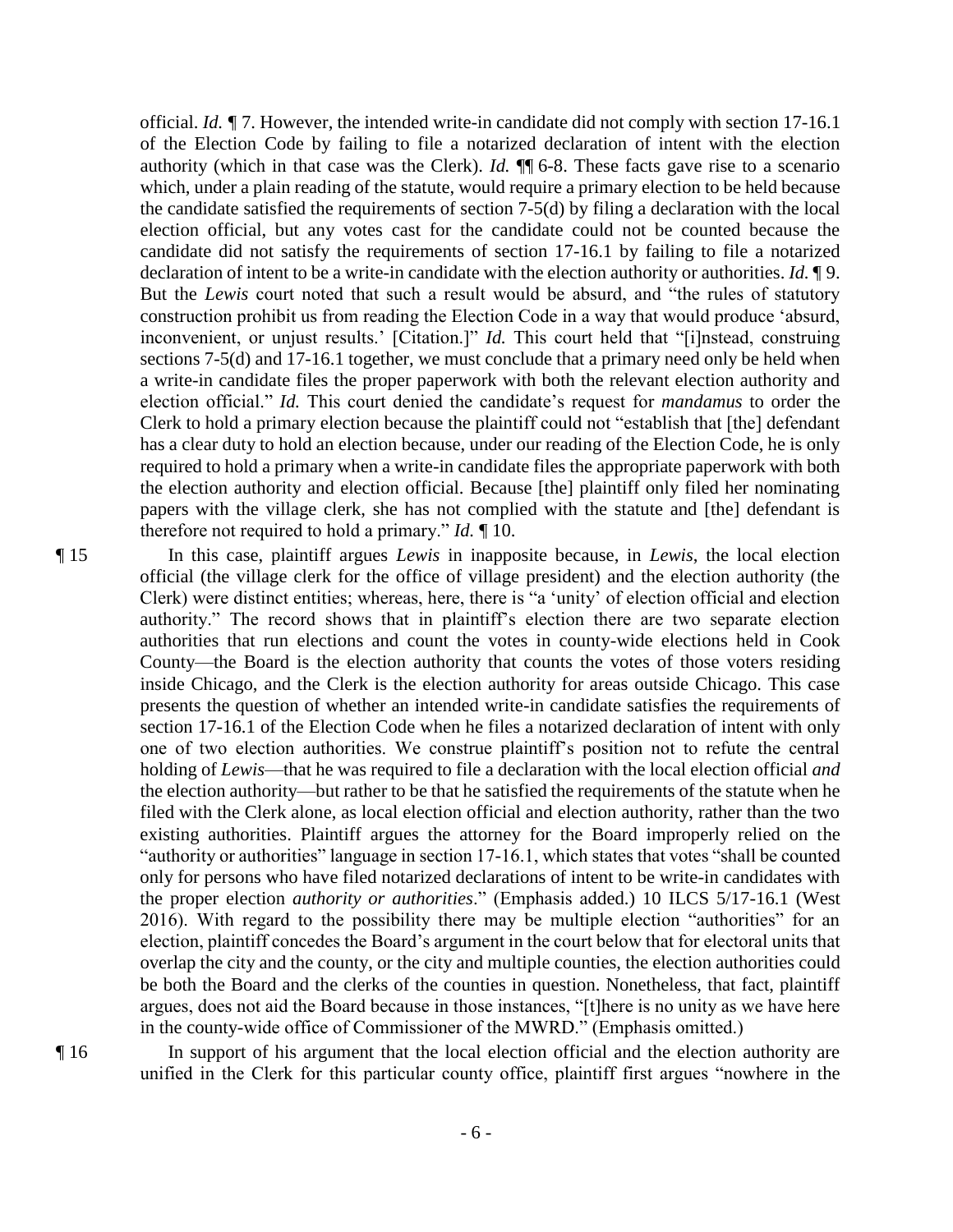official. *Id.* ¶ 7. However, the intended write-in candidate did not comply with section 17-16.1 of the Election Code by failing to file a notarized declaration of intent with the election authority (which in that case was the Clerk). *Id.* ¶¶ 6-8. These facts gave rise to a scenario which, under a plain reading of the statute, would require a primary election to be held because the candidate satisfied the requirements of section 7-5(d) by filing a declaration with the local election official, but any votes cast for the candidate could not be counted because the candidate did not satisfy the requirements of section 17-16.1 by failing to file a notarized declaration of intent to be a write-in candidate with the election authority or authorities. *Id.* ¶ 9. But the *Lewis* court noted that such a result would be absurd, and "the rules of statutory construction prohibit us from reading the Election Code in a way that would produce 'absurd, inconvenient, or unjust results.' [Citation.]" *Id.* This court held that "[i]nstead, construing sections 7-5(d) and 17-16.1 together, we must conclude that a primary need only be held when a write-in candidate files the proper paperwork with both the relevant election authority and election official." *Id.* This court denied the candidate's request for *mandamus* to order the Clerk to hold a primary election because the plaintiff could not "establish that [the] defendant has a clear duty to hold an election because, under our reading of the Election Code, he is only required to hold a primary when a write-in candidate files the appropriate paperwork with both the election authority and election official. Because [the] plaintiff only filed her nominating papers with the village clerk, she has not complied with the statute and [the] defendant is therefore not required to hold a primary." *Id.* ¶ 10.

¶ 15 In this case, plaintiff argues *Lewis* in inapposite because, in *Lewis*, the local election official (the village clerk for the office of village president) and the election authority (the Clerk) were distinct entities; whereas, here, there is "a 'unity' of election official and election authority." The record shows that in plaintiff's election there are two separate election authorities that run elections and count the votes in county-wide elections held in Cook County—the Board is the election authority that counts the votes of those voters residing inside Chicago, and the Clerk is the election authority for areas outside Chicago. This case presents the question of whether an intended write-in candidate satisfies the requirements of section 17-16.1 of the Election Code when he files a notarized declaration of intent with only one of two election authorities. We construe plaintiff's position not to refute the central holding of *Lewis*—that he was required to file a declaration with the local election official *and* the election authority—but rather to be that he satisfied the requirements of the statute when he filed with the Clerk alone, as local election official and election authority, rather than the two existing authorities. Plaintiff argues the attorney for the Board improperly relied on the "authority or authorities" language in section 17-16.1, which states that votes "shall be counted only for persons who have filed notarized declarations of intent to be write-in candidates with the proper election *authority or authorities*." (Emphasis added.) 10 ILCS 5/17-16.1 (West 2016). With regard to the possibility there may be multiple election "authorities" for an election, plaintiff concedes the Board's argument in the court below that for electoral units that overlap the city and the county, or the city and multiple counties, the election authorities could be both the Board and the clerks of the counties in question. Nonetheless, that fact, plaintiff argues, does not aid the Board because in those instances, "[t]here is no unity as we have here in the county-wide office of Commissioner of the MWRD." (Emphasis omitted.)

¶ 16 In support of his argument that the local election official and the election authority are unified in the Clerk for this particular county office, plaintiff first argues "nowhere in the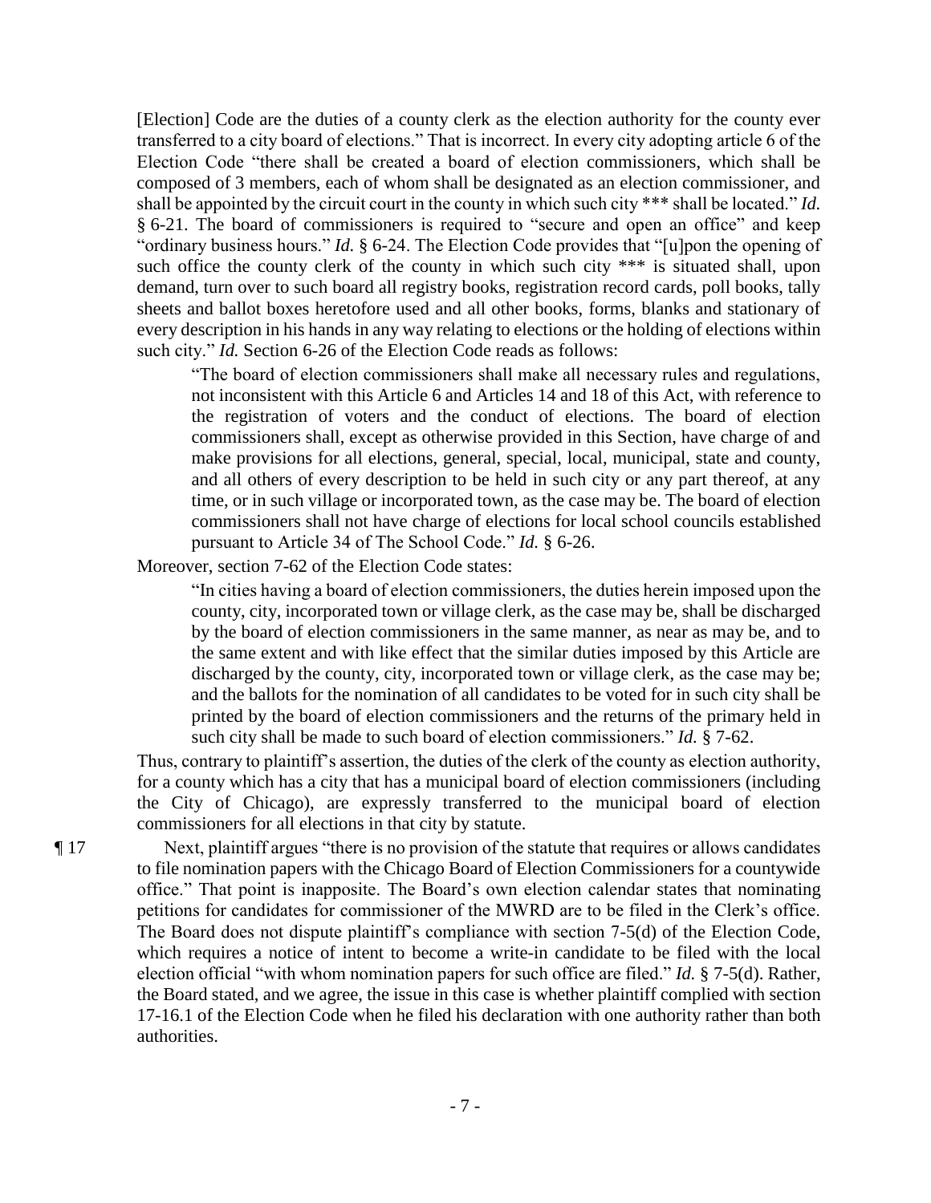[Election] Code are the duties of a county clerk as the election authority for the county ever transferred to a city board of elections." That is incorrect. In every city adopting article 6 of the Election Code "there shall be created a board of election commissioners, which shall be composed of 3 members, each of whom shall be designated as an election commissioner, and shall be appointed by the circuit court in the county in which such city *** shall be located." *Id.* § 6-21. The board of commissioners is required to "secure and open an office" and keep "ordinary business hours." *Id.* § 6-24. The Election Code provides that "[u]pon the opening of such office the county clerk of the county in which such city *** is situated shall, upon demand, turn over to such board all registry books, registration record cards, poll books, tally sheets and ballot boxes heretofore used and all other books, forms, blanks and stationary of every description in his hands in any way relating to elections or the holding of elections within such city." *Id.* Section 6-26 of the Election Code reads as follows:

> "The board of election commissioners shall make all necessary rules and regulations, not inconsistent with this Article 6 and Articles 14 and 18 of this Act, with reference to the registration of voters and the conduct of elections. The board of election commissioners shall, except as otherwise provided in this Section, have charge of and make provisions for all elections, general, special, local, municipal, state and county, and all others of every description to be held in such city or any part thereof, at any time, or in such village or incorporated town, as the case may be. The board of election commissioners shall not have charge of elections for local school councils established pursuant to Article 34 of The School Code." *Id.* § 6-26.

Moreover, section 7-62 of the Election Code states:

> "In cities having a board of election commissioners, the duties herein imposed upon the county, city, incorporated town or village clerk, as the case may be, shall be discharged by the board of election commissioners in the same manner, as near as may be, and to the same extent and with like effect that the similar duties imposed by this Article are discharged by the county, city, incorporated town or village clerk, as the case may be; and the ballots for the nomination of all candidates to be voted for in such city shall be printed by the board of election commissioners and the returns of the primary held in such city shall be made to such board of election commissioners." *Id.* § 7-62.

Thus, contrary to plaintiff's assertion, the duties of the clerk of the county as election authority, for a county which has a city that has a municipal board of election commissioners (including the City of Chicago), are expressly transferred to the municipal board of election commissioners for all elections in that city by statute.

¶ 17 Next, plaintiff argues "there is no provision of the statute that requires or allows candidates to file nomination papers with the Chicago Board of Election Commissioners for a countywide office." That point is inapposite. The Board's own election calendar states that nominating petitions for candidates for commissioner of the MWRD are to be filed in the Clerk's office. The Board does not dispute plaintiff's compliance with section 7-5(d) of the Election Code, which requires a notice of intent to become a write-in candidate to be filed with the local election official "with whom nomination papers for such office are filed." *Id.* § 7-5(d). Rather, the Board stated, and we agree, the issue in this case is whether plaintiff complied with section 17-16.1 of the Election Code when he filed his declaration with one authority rather than both authorities.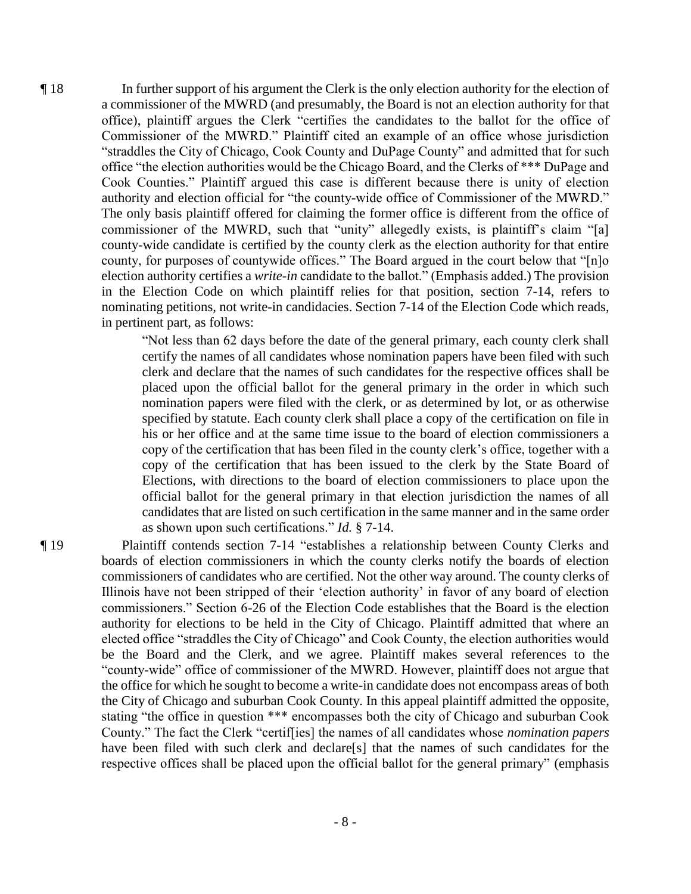¶ 18 In further support of his argument the Clerk is the only election authority for the election of a commissioner of the MWRD (and presumably, the Board is not an election authority for that office), plaintiff argues the Clerk "certifies the candidates to the ballot for the office of Commissioner of the MWRD." Plaintiff cited an example of an office whose jurisdiction "straddles the City of Chicago, Cook County and DuPage County" and admitted that for such office "the election authorities would be the Chicago Board, and the Clerks of *** DuPage and Cook Counties." Plaintiff argued this case is different because there is unity of election authority and election official for "the county-wide office of Commissioner of the MWRD." The only basis plaintiff offered for claiming the former office is different from the office of commissioner of the MWRD, such that "unity" allegedly exists, is plaintiff's claim "[a] county-wide candidate is certified by the county clerk as the election authority for that entire county, for purposes of countywide offices." The Board argued in the court below that "[n]o election authority certifies a *write-in* candidate to the ballot." (Emphasis added.) The provision in the Election Code on which plaintiff relies for that position, section 7-14, refers to nominating petitions, not write-in candidacies. Section 7-14 of the Election Code which reads, in pertinent part, as follows:

> "Not less than 62 days before the date of the general primary, each county clerk shall certify the names of all candidates whose nomination papers have been filed with such clerk and declare that the names of such candidates for the respective offices shall be placed upon the official ballot for the general primary in the order in which such nomination papers were filed with the clerk, or as determined by lot, or as otherwise specified by statute. Each county clerk shall place a copy of the certification on file in his or her office and at the same time issue to the board of election commissioners a copy of the certification that has been filed in the county clerk's office, together with a copy of the certification that has been issued to the clerk by the State Board of Elections, with directions to the board of election commissioners to place upon the official ballot for the general primary in that election jurisdiction the names of all candidates that are listed on such certification in the same manner and in the same order as shown upon such certifications." *Id.* § 7-14.

¶ 19 Plaintiff contends section 7-14 "establishes a relationship between County Clerks and boards of election commissioners in which the county clerks notify the boards of election commissioners of candidates who are certified. Not the other way around. The county clerks of Illinois have not been stripped of their 'election authority' in favor of any board of election commissioners." Section 6-26 of the Election Code establishes that the Board is the election authority for elections to be held in the City of Chicago. Plaintiff admitted that where an elected office "straddles the City of Chicago" and Cook County, the election authorities would be the Board and the Clerk, and we agree. Plaintiff makes several references to the "county-wide" office of commissioner of the MWRD. However, plaintiff does not argue that the office for which he sought to become a write-in candidate does not encompass areas of both the City of Chicago and suburban Cook County. In this appeal plaintiff admitted the opposite, stating "the office in question *** encompasses both the city of Chicago and suburban Cook County." The fact the Clerk "certif[ies] the names of all candidates whose *nomination papers* have been filed with such clerk and declare[s] that the names of such candidates for the respective offices shall be placed upon the official ballot for the general primary" (emphasis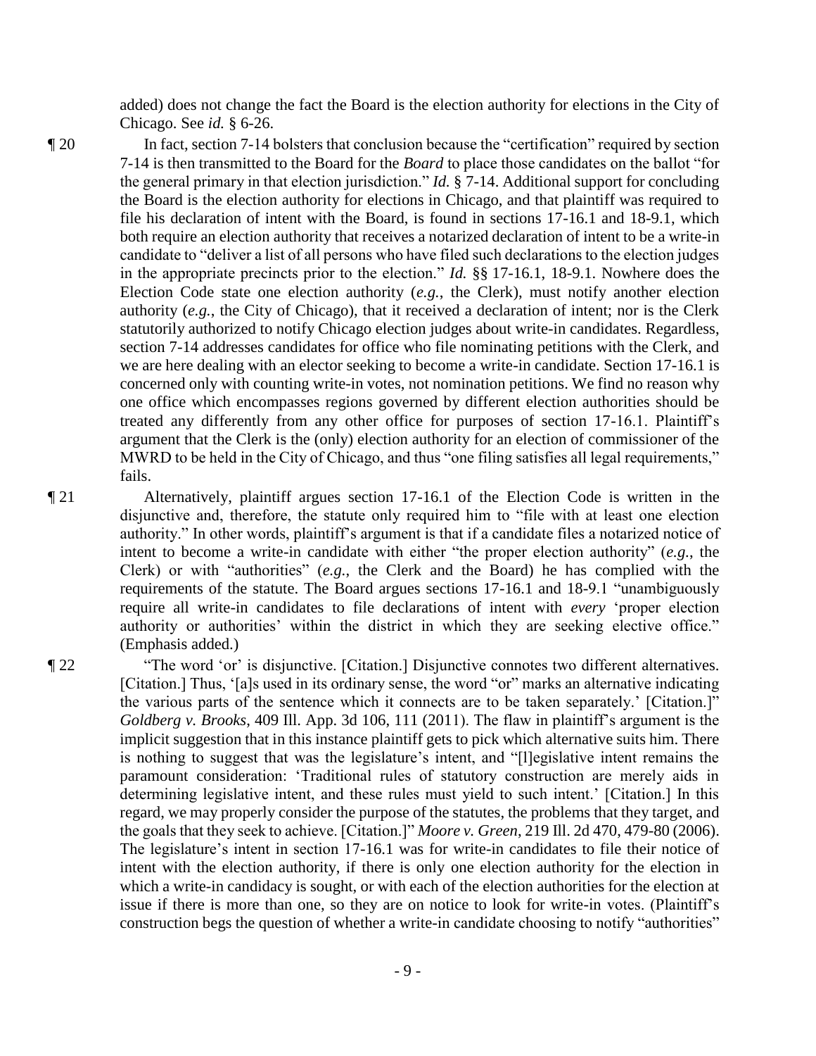added) does not change the fact the Board is the election authority for elections in the City of Chicago. See *id.* § 6-26.

¶ 20 In fact, section 7-14 bolsters that conclusion because the "certification" required by section 7-14 is then transmitted to the Board for the *Board* to place those candidates on the ballot "for the general primary in that election jurisdiction." *Id.* § 7-14. Additional support for concluding the Board is the election authority for elections in Chicago, and that plaintiff was required to file his declaration of intent with the Board, is found in sections 17-16.1 and 18-9.1, which both require an election authority that receives a notarized declaration of intent to be a write-in candidate to "deliver a list of all persons who have filed such declarations to the election judges in the appropriate precincts prior to the election." *Id.* §§ 17-16.1, 18-9.1. Nowhere does the Election Code state one election authority (*e.g.*, the Clerk), must notify another election authority (*e.g.*, the City of Chicago), that it received a declaration of intent; nor is the Clerk statutorily authorized to notify Chicago election judges about write-in candidates. Regardless, section 7-14 addresses candidates for office who file nominating petitions with the Clerk, and we are here dealing with an elector seeking to become a write-in candidate. Section 17-16.1 is concerned only with counting write-in votes, not nomination petitions. We find no reason why one office which encompasses regions governed by different election authorities should be treated any differently from any other office for purposes of section 17-16.1. Plaintiff's argument that the Clerk is the (only) election authority for an election of commissioner of the MWRD to be held in the City of Chicago, and thus "one filing satisfies all legal requirements," fails.

¶ 21 Alternatively, plaintiff argues section 17-16.1 of the Election Code is written in the disjunctive and, therefore, the statute only required him to "file with at least one election authority." In other words, plaintiff's argument is that if a candidate files a notarized notice of intent to become a write-in candidate with either "the proper election authority" (*e.g.*, the Clerk) or with "authorities" (*e.g.*, the Clerk and the Board) he has complied with the requirements of the statute. The Board argues sections 17-16.1 and 18-9.1 "unambiguously require all write-in candidates to file declarations of intent with *every* 'proper election authority or authorities' within the district in which they are seeking elective office." (Emphasis added.)

¶ 22 "The word 'or' is disjunctive. [Citation.] Disjunctive connotes two different alternatives. [Citation.] Thus, '[a]s used in its ordinary sense, the word "or" marks an alternative indicating the various parts of the sentence which it connects are to be taken separately.' [Citation.]" *Goldberg v. Brooks*, 409 Ill. App. 3d 106, 111 (2011). The flaw in plaintiff's argument is the implicit suggestion that in this instance plaintiff gets to pick which alternative suits him. There is nothing to suggest that was the legislature's intent, and "[l]egislative intent remains the paramount consideration: 'Traditional rules of statutory construction are merely aids in determining legislative intent, and these rules must yield to such intent.' [Citation.] In this regard, we may properly consider the purpose of the statutes, the problems that they target, and the goals that they seek to achieve. [Citation.]" *Moore v. Green*, 219 Ill. 2d 470, 479-80 (2006). The legislature's intent in section 17-16.1 was for write-in candidates to file their notice of intent with the election authority, if there is only one election authority for the election in which a write-in candidacy is sought, or with each of the election authorities for the election at issue if there is more than one, so they are on notice to look for write-in votes. (Plaintiff's construction begs the question of whether a write-in candidate choosing to notify "authorities"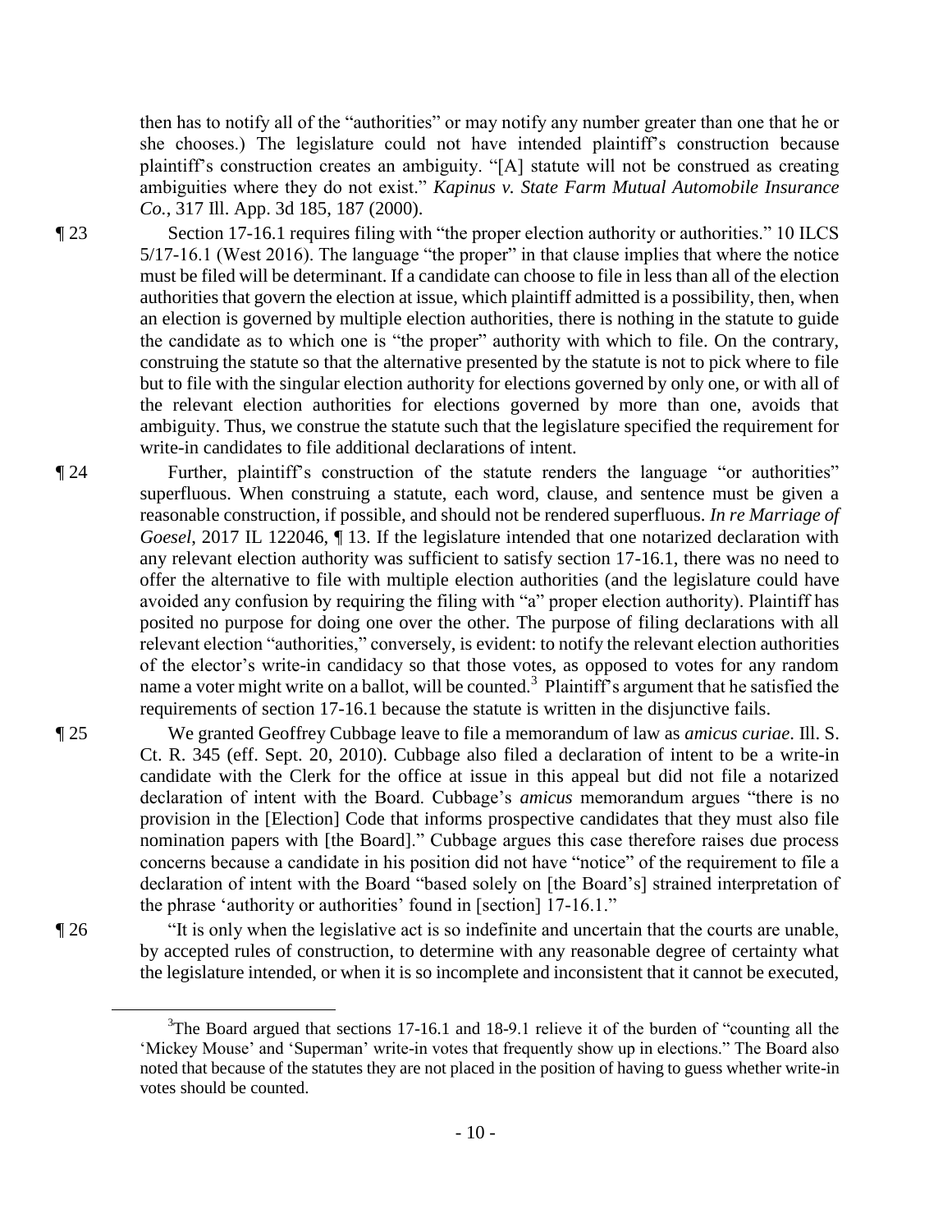then has to notify all of the "authorities" or may notify any number greater than one that he or she chooses.) The legislature could not have intended plaintiff's construction because plaintiff's construction creates an ambiguity. "[A] statute will not be construed as creating ambiguities where they do not exist." *Kapinus v. State Farm Mutual Automobile Insurance Co.*, 317 Ill. App. 3d 185, 187 (2000).

¶ 23 Section 17-16.1 requires filing with "the proper election authority or authorities." 10 ILCS 5/17-16.1 (West 2016). The language "the proper" in that clause implies that where the notice must be filed will be determinant. If a candidate can choose to file in less than all of the election authorities that govern the election at issue, which plaintiff admitted is a possibility, then, when an election is governed by multiple election authorities, there is nothing in the statute to guide the candidate as to which one is "the proper" authority with which to file. On the contrary, construing the statute so that the alternative presented by the statute is not to pick where to file but to file with the singular election authority for elections governed by only one, or with all of the relevant election authorities for elections governed by more than one, avoids that ambiguity. Thus, we construe the statute such that the legislature specified the requirement for write-in candidates to file additional declarations of intent.

¶ 24 Further, plaintiff's construction of the statute renders the language "or authorities" superfluous. When construing a statute, each word, clause, and sentence must be given a reasonable construction, if possible, and should not be rendered superfluous. *In re Marriage of Goesel*, 2017 IL 122046, ¶ 13. If the legislature intended that one notarized declaration with any relevant election authority was sufficient to satisfy section 17-16.1, there was no need to offer the alternative to file with multiple election authorities (and the legislature could have avoided any confusion by requiring the filing with "a" proper election authority). Plaintiff has posited no purpose for doing one over the other. The purpose of filing declarations with all relevant election "authorities," conversely, is evident: to notify the relevant election authorities of the elector's write-in candidacy so that those votes, as opposed to votes for any random name a voter might write on a ballot, will be counted.[3] Plaintiff's argument that he satisfied the requirements of section 17-16.1 because the statute is written in the disjunctive fails.

¶ 25 We granted Geoffrey Cubbage leave to file a memorandum of law as *amicus curiae*. Ill. S. Ct. R. 345 (eff. Sept. 20, 2010). Cubbage also filed a declaration of intent to be a write-in candidate with the Clerk for the office at issue in this appeal but did not file a notarized declaration of intent with the Board. Cubbage's *amicus* memorandum argues "there is no provision in the [Election] Code that informs prospective candidates that they must also file nomination papers with [the Board]." Cubbage argues this case therefore raises due process concerns because a candidate in his position did not have "notice" of the requirement to file a declaration of intent with the Board "based solely on [the Board's] strained interpretation of the phrase 'authority or authorities' found in [section] 17-16.1."

¶ 26 "It is only when the legislative act is so indefinite and uncertain that the courts are unable, by accepted rules of construction, to determine with any reasonable degree of certainty what the legislature intended, or when it is so incomplete and inconsistent that it cannot be executed,

---

[3]The Board argued that sections 17-16.1 and 18-9.1 relieve it of the burden of "counting all the 'Mickey Mouse' and 'Superman' write-in votes that frequently show up in elections." The Board also noted that because of the statutes they are not placed in the position of having to guess whether write-in votes should be counted.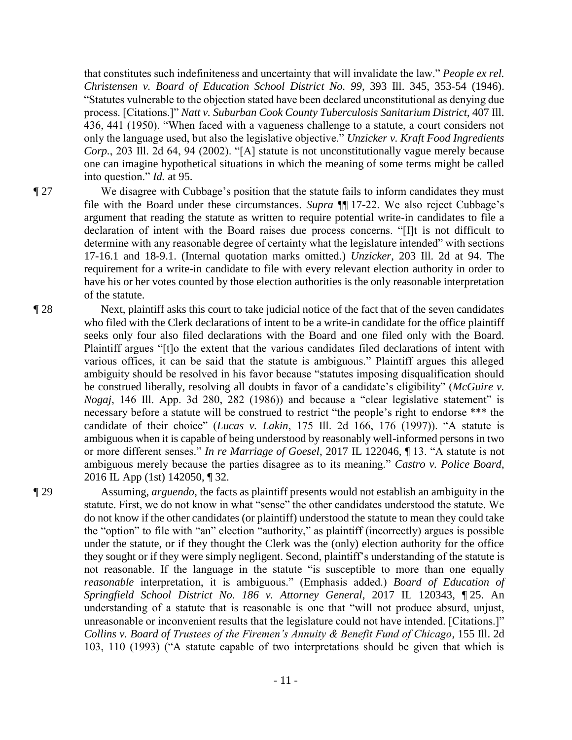that constitutes such indefiniteness and uncertainty that will invalidate the law." *People ex rel. Christensen v. Board of Education School District No. 99*, 393 Ill. 345, 353-54 (1946). "Statutes vulnerable to the objection stated have been declared unconstitutional as denying due process. [Citations.]" *Natt v. Suburban Cook County Tuberculosis Sanitarium District*, 407 Ill. 436, 441 (1950). "When faced with a vagueness challenge to a statute, a court considers not only the language used, but also the legislative objective." *Unzicker v. Kraft Food Ingredients Corp.*, 203 Ill. 2d 64, 94 (2002). "[A] statute is not unconstitutionally vague merely because one can imagine hypothetical situations in which the meaning of some terms might be called into question." *Id.* at 95.

¶ 27 We disagree with Cubbage's position that the statute fails to inform candidates they must file with the Board under these circumstances. *Supra* ¶¶ 17-22. We also reject Cubbage's argument that reading the statute as written to require potential write-in candidates to file a declaration of intent with the Board raises due process concerns. "[I]t is not difficult to determine with any reasonable degree of certainty what the legislature intended" with sections 17-16.1 and 18-9.1. (Internal quotation marks omitted.) *Unzicker*, 203 Ill. 2d at 94. The requirement for a write-in candidate to file with every relevant election authority in order to have his or her votes counted by those election authorities is the only reasonable interpretation of the statute.

¶ 28 Next, plaintiff asks this court to take judicial notice of the fact that of the seven candidates who filed with the Clerk declarations of intent to be a write-in candidate for the office plaintiff seeks only four also filed declarations with the Board and one filed only with the Board. Plaintiff argues "[t]o the extent that the various candidates filed declarations of intent with various offices, it can be said that the statute is ambiguous." Plaintiff argues this alleged ambiguity should be resolved in his favor because "statutes imposing disqualification should be construed liberally, resolving all doubts in favor of a candidate's eligibility" (*McGuire v. Nogaj*, 146 Ill. App. 3d 280, 282 (1986)) and because a "clear legislative statement" is necessary before a statute will be construed to restrict "the people's right to endorse *** the candidate of their choice" (*Lucas v. Lakin*, 175 Ill. 2d 166, 176 (1997)). "A statute is ambiguous when it is capable of being understood by reasonably well-informed persons in two or more different senses." *In re Marriage of Goesel*, 2017 IL 122046, ¶ 13. "A statute is not ambiguous merely because the parties disagree as to its meaning." *Castro v. Police Board*, 2016 IL App (1st) 142050, ¶ 32.

¶ 29 Assuming, *arguendo*, the facts as plaintiff presents would not establish an ambiguity in the statute. First, we do not know in what "sense" the other candidates understood the statute. We do not know if the other candidates (or plaintiff) understood the statute to mean they could take the "option" to file with "an" election "authority," as plaintiff (incorrectly) argues is possible under the statute, or if they thought the Clerk was the (only) election authority for the office they sought or if they were simply negligent. Second, plaintiff's understanding of the statute is not reasonable. If the language in the statute "is susceptible to more than one equally *reasonable* interpretation, it is ambiguous." (Emphasis added.) *Board of Education of Springfield School District No. 186 v. Attorney General*, 2017 IL 120343, ¶ 25. An understanding of a statute that is reasonable is one that "will not produce absurd, unjust, unreasonable or inconvenient results that the legislature could not have intended. [Citations.]" *Collins v. Board of Trustees of the Firemen's Annuity & Benefit Fund of Chicago*, 155 Ill. 2d 103, 110 (1993) ("A statute capable of two interpretations should be given that which is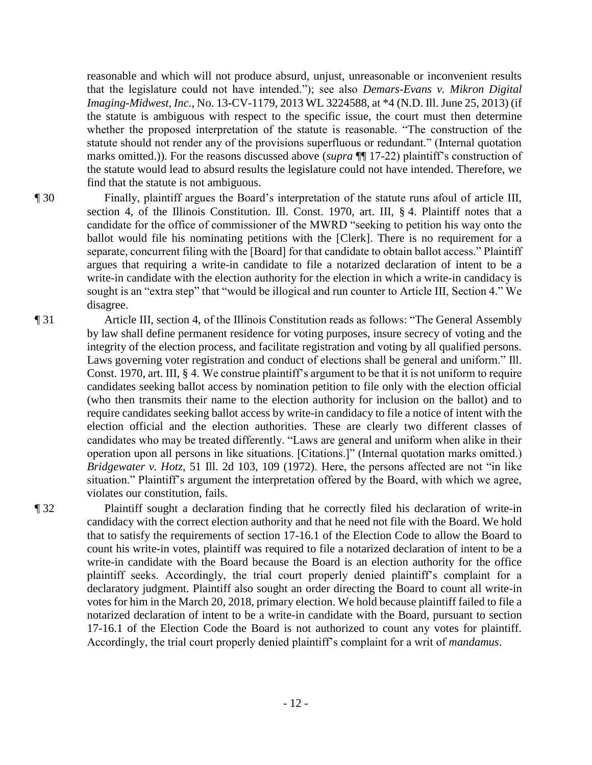reasonable and which will not produce absurd, unjust, unreasonable or inconvenient results that the legislature could not have intended."); see also *Demars-Evans v. Mikron Digital Imaging-Midwest, Inc.*, No. 13-CV-1179, 2013 WL 3224588, at *4 (N.D. Ill. June 25, 2013) (if the statute is ambiguous with respect to the specific issue, the court must then determine whether the proposed interpretation of the statute is reasonable. "The construction of the statute should not render any of the provisions superfluous or redundant." (Internal quotation marks omitted.)). For the reasons discussed above (*supra* ¶¶ 17-22) plaintiff's construction of the statute would lead to absurd results the legislature could not have intended. Therefore, we find that the statute is not ambiguous.

¶ 30 Finally, plaintiff argues the Board's interpretation of the statute runs afoul of article III, section 4, of the Illinois Constitution. Ill. Const. 1970, art. III, § 4. Plaintiff notes that a candidate for the office of commissioner of the MWRD "seeking to petition his way onto the ballot would file his nominating petitions with the [Clerk]. There is no requirement for a separate, concurrent filing with the [Board] for that candidate to obtain ballot access." Plaintiff argues that requiring a write-in candidate to file a notarized declaration of intent to be a write-in candidate with the election authority for the election in which a write-in candidacy is sought is an "extra step" that "would be illogical and run counter to Article III, Section 4." We disagree.

¶ 31 Article III, section 4, of the Illinois Constitution reads as follows: "The General Assembly by law shall define permanent residence for voting purposes, insure secrecy of voting and the integrity of the election process, and facilitate registration and voting by all qualified persons. Laws governing voter registration and conduct of elections shall be general and uniform." Ill. Const. 1970, art. III, § 4. We construe plaintiff's argument to be that it is not uniform to require candidates seeking ballot access by nomination petition to file only with the election official (who then transmits their name to the election authority for inclusion on the ballot) and to require candidates seeking ballot access by write-in candidacy to file a notice of intent with the election official and the election authorities. These are clearly two different classes of candidates who may be treated differently. "Laws are general and uniform when alike in their operation upon all persons in like situations. [Citations.]" (Internal quotation marks omitted.) *Bridgewater v. Hotz*, 51 Ill. 2d 103, 109 (1972). Here, the persons affected are not "in like situation." Plaintiff's argument the interpretation offered by the Board, with which we agree, violates our constitution, fails.

¶ 32 Plaintiff sought a declaration finding that he correctly filed his declaration of write-in candidacy with the correct election authority and that he need not file with the Board. We hold that to satisfy the requirements of section 17-16.1 of the Election Code to allow the Board to count his write-in votes, plaintiff was required to file a notarized declaration of intent to be a write-in candidate with the Board because the Board is an election authority for the office plaintiff seeks. Accordingly, the trial court properly denied plaintiff's complaint for a declaratory judgment. Plaintiff also sought an order directing the Board to count all write-in votes for him in the March 20, 2018, primary election. We hold because plaintiff failed to file a notarized declaration of intent to be a write-in candidate with the Board, pursuant to section 17-16.1 of the Election Code the Board is not authorized to count any votes for plaintiff. Accordingly, the trial court properly denied plaintiff's complaint for a writ of *mandamus*.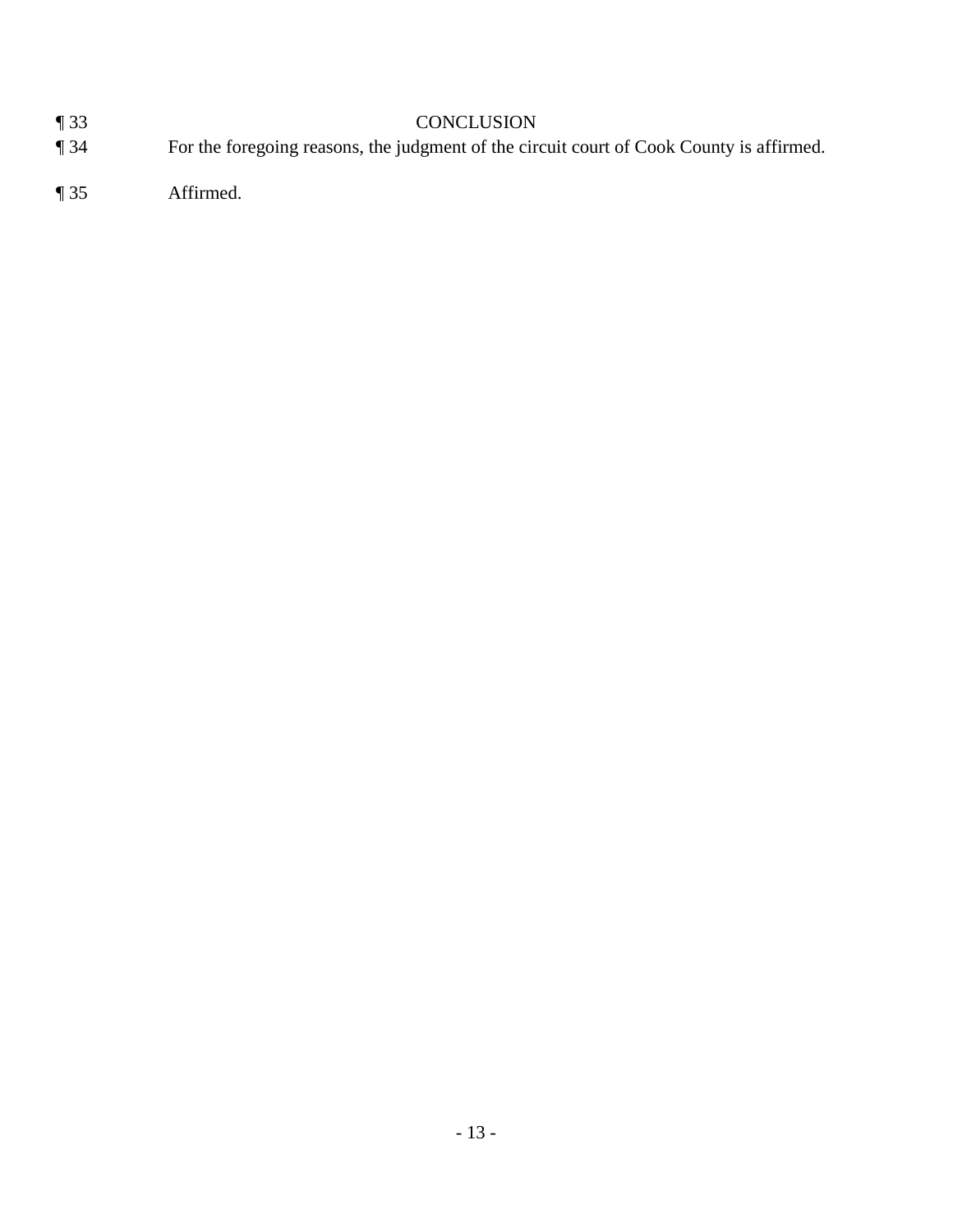¶ 33 CONCLUSION

¶ 34 For the foregoing reasons, the judgment of the circuit court of Cook County is affirmed.

¶ 35 Affirmed.